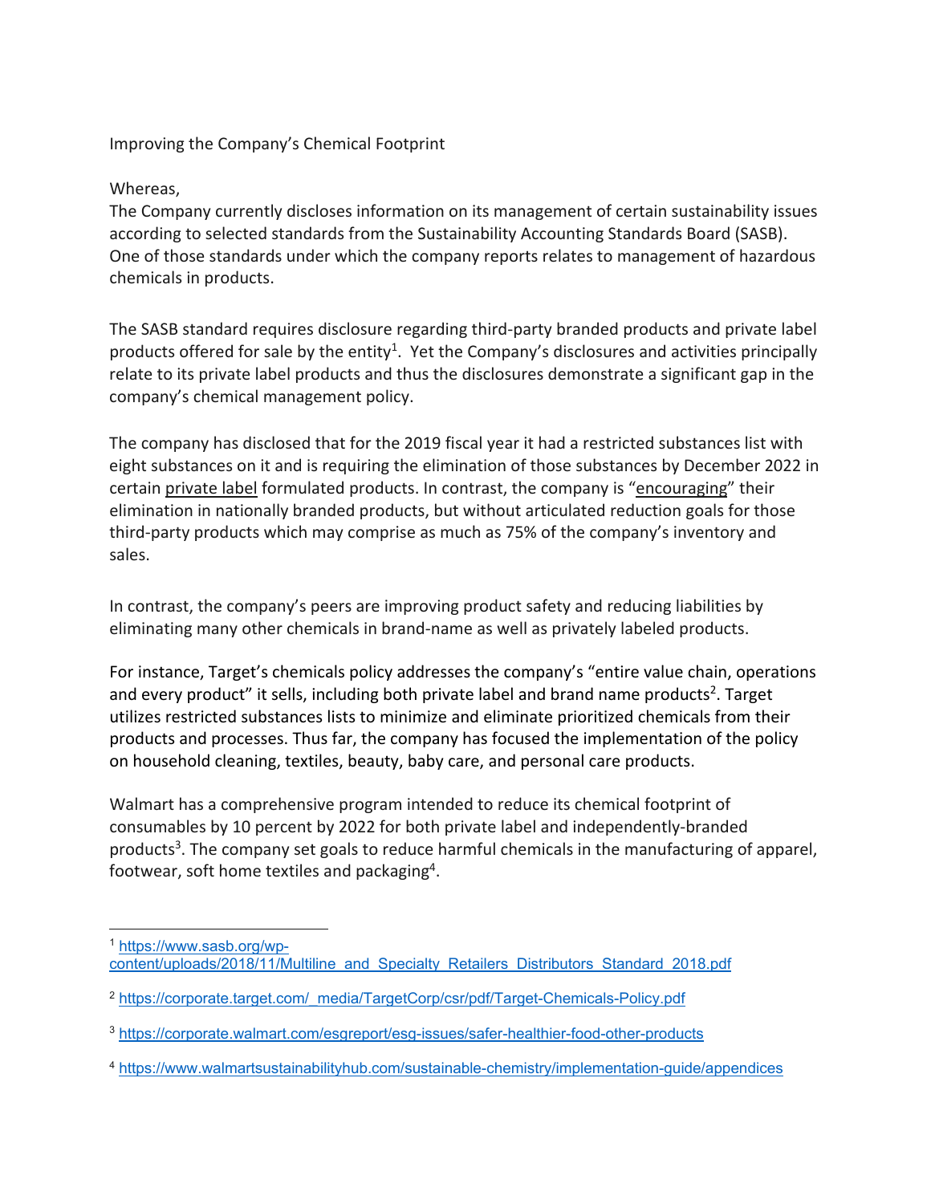# Improving the Company's Chemical Footprint

Whereas,

The Company currently discloses information on its management of certain sustainability issues according to selected standards from the Sustainability Accounting Standards Board (SASB). One of those standards under which the company reports relates to management of hazardous chemicals in products.

The SASB standard requires disclosure regarding third-party branded products and private label products offered for sale by the entity[1]. Yet the Company's disclosures and activities principally relate to its private label products and thus the disclosures demonstrate a significant gap in the company's chemical management policy.

The company has disclosed that for the 2019 fiscal year it had a restricted substances list with eight substances on it and is requiring the elimination of those substances by December 2022 in certain <u>private label</u> formulated products. In contrast, the company is "<u>encouraging</u>" their elimination in nationally branded products, but without articulated reduction goals for those third-party products which may comprise as much as 75% of the company's inventory and sales.

In contrast, the company's peers are improving product safety and reducing liabilities by eliminating many other chemicals in brand-name as well as privately labeled products.

For instance, Target's chemicals policy addresses the company's "entire value chain, operations and every product" it sells, including both private label and brand name products[2]. Target utilizes restricted substances lists to minimize and eliminate prioritized chemicals from their products and processes. Thus far, the company has focused the implementation of the policy on household cleaning, textiles, beauty, baby care, and personal care products.

Walmart has a comprehensive program intended to reduce its chemical footprint of consumables by 10 percent by 2022 for both private label and independently-branded products[3]. The company set goals to reduce harmful chemicals in the manufacturing of apparel, footwear, soft home textiles and packaging[4].

---

[1] https://www.sasb.org/wp-content/uploads/2018/11/Multiline_and_Specialty_Retailers_Distributors_Standard_2018.pdf

[2] https://corporate.target.com/_media/TargetCorp/csr/pdf/Target-Chemicals-Policy.pdf

[3] https://corporate.walmart.com/esgreport/esg-issues/safer-healthier-food-other-products

[4] https://www.walmartsustainabilityhub.com/sustainable-chemistry/implementation-guide/appendices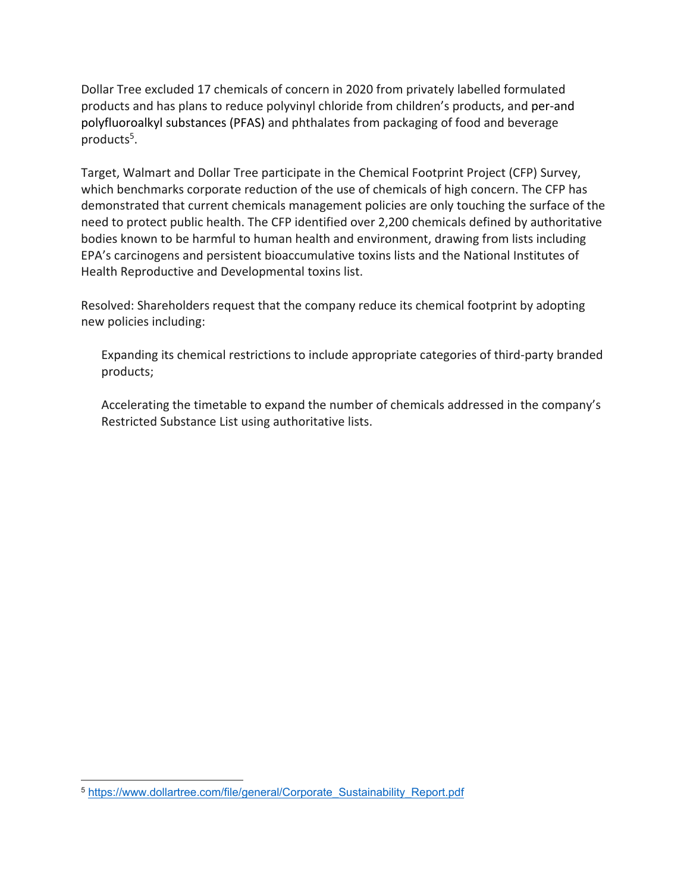Dollar Tree excluded 17 chemicals of concern in 2020 from privately labelled formulated products and has plans to reduce polyvinyl chloride from children's products, and per-and polyfluoroalkyl substances (PFAS) and phthalates from packaging of food and beverage products[5].

Target, Walmart and Dollar Tree participate in the Chemical Footprint Project (CFP) Survey, which benchmarks corporate reduction of the use of chemicals of high concern. The CFP has demonstrated that current chemicals management policies are only touching the surface of the need to protect public health. The CFP identified over 2,200 chemicals defined by authoritative bodies known to be harmful to human health and environment, drawing from lists including EPA's carcinogens and persistent bioaccumulative toxins lists and the National Institutes of Health Reproductive and Developmental toxins list.

Resolved: Shareholders request that the company reduce its chemical footprint by adopting new policies including:

> Expanding its chemical restrictions to include appropriate categories of third-party branded products;
>
> Accelerating the timetable to expand the number of chemicals addressed in the company's Restricted Substance List using authoritative lists.

---

[5] https://www.dollartree.com/file/general/Corporate_Sustainability_Report.pdf